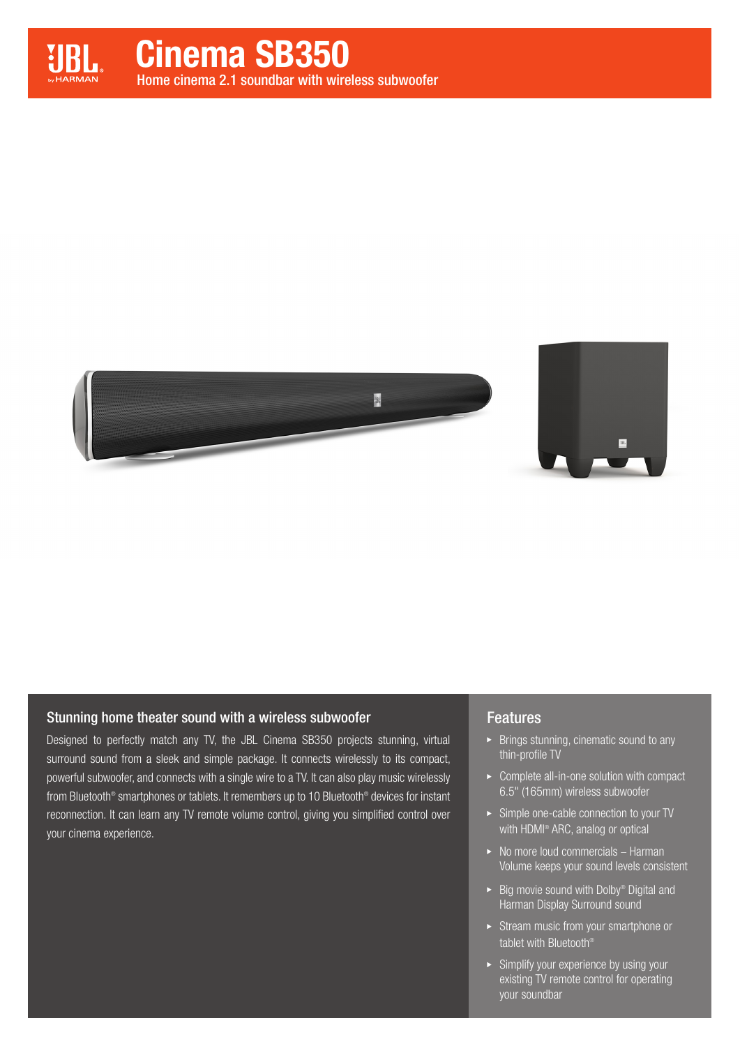# Cinema SB350

Home cinema 2.1 soundbar with wireless subwoofer

## Stunning home theater sound with a wireless subwoofer

Designed to perfectly match any TV, the JBL Cinema SB350 projects stunning, virtual surround sound from a sleek and simple package. It connects wirelessly to its compact, powerful subwoofer, and connects with a single wire to a TV. It can also play music wirelessly from Bluetooth® smartphones or tablets. It remembers up to 10 Bluetooth® devices for instant reconnection. It can learn any TV remote volume control, giving you simplified control over your cinema experience.

## Features

- Brings stunning, cinematic sound to any thin-profile TV
- Complete all-in-one solution with compact 6.5" (165mm) wireless subwoofer
- Simple one-cable connection to your TV with HDMI® ARC, analog or optical
- No more loud commercials – Harman Volume keeps your sound levels consistent
- Big movie sound with Dolby® Digital and Harman Display Surround sound
- Stream music from your smartphone or tablet with Bluetooth®
- Simplify your experience by using your existing TV remote control for operating your soundbar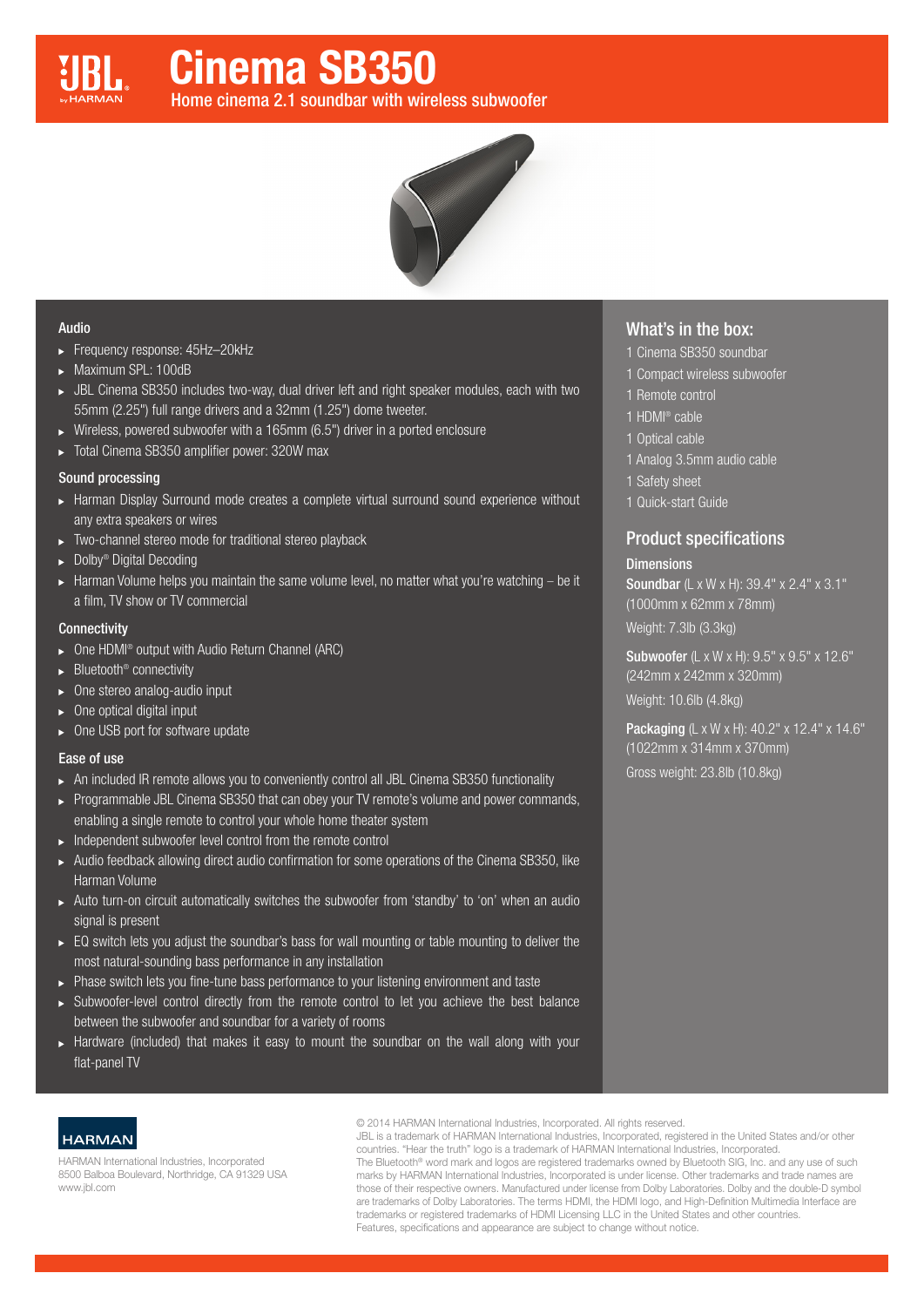# Cinema SB350

Home cinema 2.1 soundbar with wireless subwoofer

## Audio

- Frequency response: 45Hz–20kHz
- Maximum SPL: 100dB
- JBL Cinema SB350 includes two-way, dual driver left and right speaker modules, each with two 55mm (2.25") full range drivers and a 32mm (1.25") dome tweeter.
- Wireless, powered subwoofer with a 165mm (6.5") driver in a ported enclosure
- Total Cinema SB350 amplifier power: 320W max

## Sound processing

- Harman Display Surround mode creates a complete virtual surround sound experience without any extra speakers or wires
- Two-channel stereo mode for traditional stereo playback
- Dolby® Digital Decoding
- Harman Volume helps you maintain the same volume level, no matter what you're watching – be it a film, TV show or TV commercial

## Connectivity

- One HDMI® output with Audio Return Channel (ARC)
- Bluetooth® connectivity
- One stereo analog-audio input
- One optical digital input
- One USB port for software update

## Ease of use

- An included IR remote allows you to conveniently control all JBL Cinema SB350 functionality
- Programmable JBL Cinema SB350 that can obey your TV remote's volume and power commands, enabling a single remote to control your whole home theater system
- Independent subwoofer level control from the remote control
- Audio feedback allowing direct audio confirmation for some operations of the Cinema SB350, like Harman Volume
- Auto turn-on circuit automatically switches the subwoofer from 'standby' to 'on' when an audio signal is present
- EQ switch lets you adjust the soundbar's bass for wall mounting or table mounting to deliver the most natural-sounding bass performance in any installation
- Phase switch lets you fine-tune bass performance to your listening environment and taste
- Subwoofer-level control directly from the remote control to let you achieve the best balance between the subwoofer and soundbar for a variety of rooms
- Hardware (included) that makes it easy to mount the soundbar on the wall along with your flat-panel TV

## What's in the box:

1 Cinema SB350 soundbar
1 Compact wireless subwoofer
1 Remote control
1 HDMI® cable
1 Optical cable
1 Analog 3.5mm audio cable
1 Safety sheet
1 Quick-start Guide

## Product specifications

### Dimensions

**Soundbar** (L x W x H): 39.4" x 2.4" x 3.1" (1000mm x 62mm x 78mm)

Weight: 7.3lb (3.3kg)

**Subwoofer** (L x W x H): 9.5" x 9.5" x 12.6" (242mm x 242mm x 320mm)

Weight: 10.6lb (4.8kg)

**Packaging** (L x W x H): 40.2" x 12.4" x 14.6" (1022mm x 314mm x 370mm)

Gross weight: 23.8lb (10.8kg)

HARMAN

HARMAN International Industries, Incorporated
8500 Balboa Boulevard, Northridge, CA 91329 USA
www.jbl.com

© 2014 HARMAN International Industries, Incorporated. All rights reserved.
JBL is a trademark of HARMAN International Industries, Incorporated, registered in the United States and/or other countries. "Hear the truth" logo is a trademark of HARMAN International Industries, Incorporated.
The Bluetooth® word mark and logos are registered trademarks owned by Bluetooth SIG, Inc. and any use of such marks by HARMAN International Industries, Incorporated is under license. Other trademarks and trade names are those of their respective owners. Manufactured under license from Dolby Laboratories. Dolby and the double-D symbol are trademarks of Dolby Laboratories. The terms HDMI, the HDMI logo, and High-Definition Multimedia Interface are trademarks or registered trademarks of HDMI Licensing LLC in the United States and other countries.
Features, specifications and appearance are subject to change without notice.